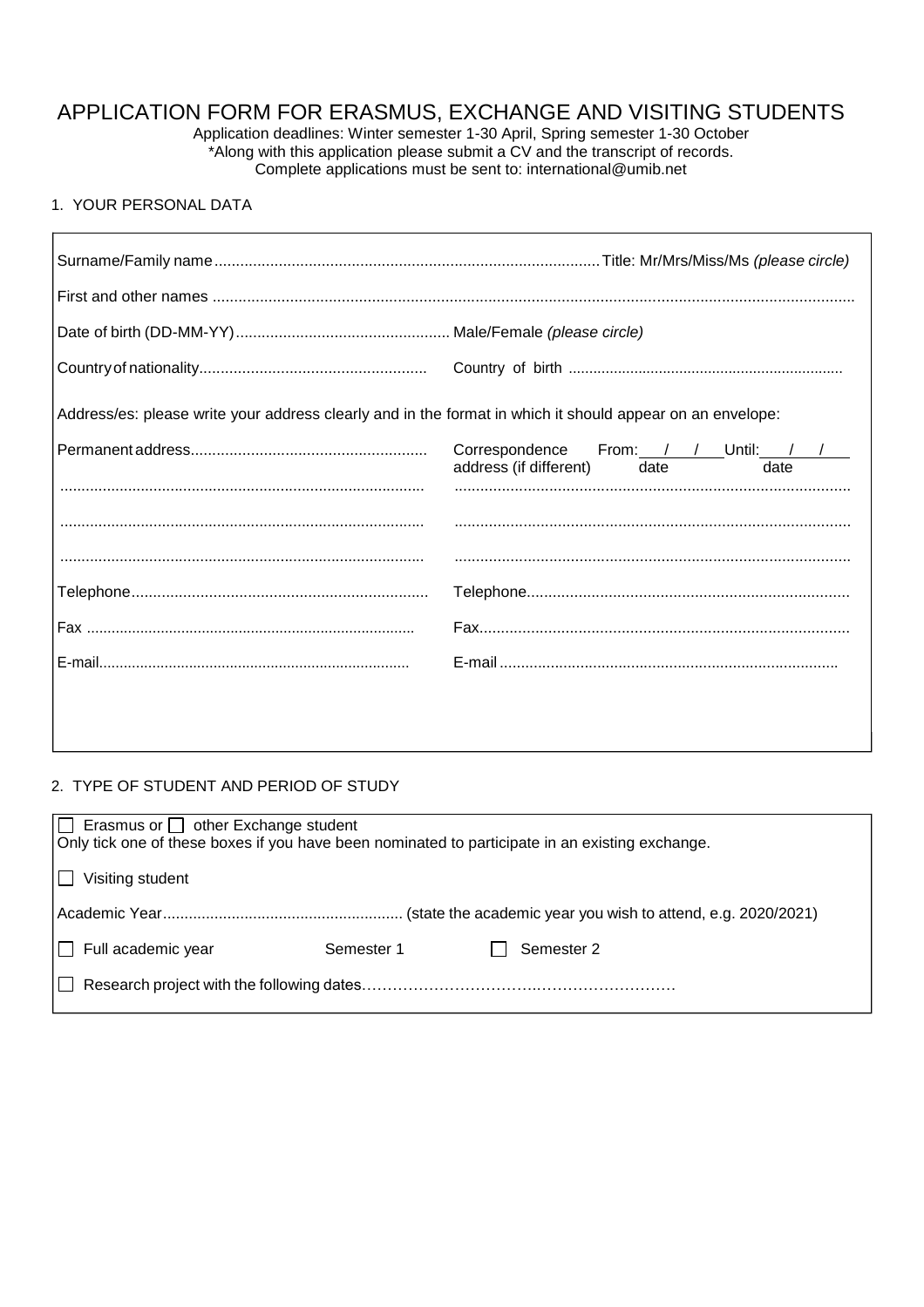# APPLICATION FORM FOR ERASMUS, EXCHANGE AND VISITING STUDENTS

Application deadlines: Winter semester 1-30 April, Spring semester 1-30 October
*Along with this application please submit a CV and the transcript of records.
Complete applications must be sent to: international@umib.net

## 1. YOUR PERSONAL DATA

Surname/Family name........................................................................................Title: Mr/Mrs/Miss/Ms *(please circle)*

First and other names ..........................................................................................................................................

Date of birth (DD-MM-YY)................................................. Male/Female *(please circle)*

Country of nationality.................................................... Country of birth ..................................................................

Address/es: please write your address clearly and in the format in which it should appear on an envelope:

| Permanent address...................................................... | Correspondence address (if different) From: __/__/__ (date) Until: __/__/__ (date) |
|---|---|
| ..................................................................................... | ........................................................................................... |
| ..................................................................................... | ........................................................................................... |
| ..................................................................................... | ........................................................................................... |
| Telephone..................................................................... | Telephone.......................................................................... |
| Fax ............................................................................... | Fax..................................................................................... |
| E-mail........................................................................... | E-mail ............................................................................... |

## 2. TYPE OF STUDENT AND PERIOD OF STUDY

☐ Erasmus or ☐ other Exchange student
Only tick one of these boxes if you have been nominated to participate in an existing exchange.

☐ Visiting student

Academic Year....................................................... (state the academic year you wish to attend, e.g. 2020/2021)

☐ Full academic year Semester 1 ☐ Semester 2

☐ Research project with the following dates…………………………….………………………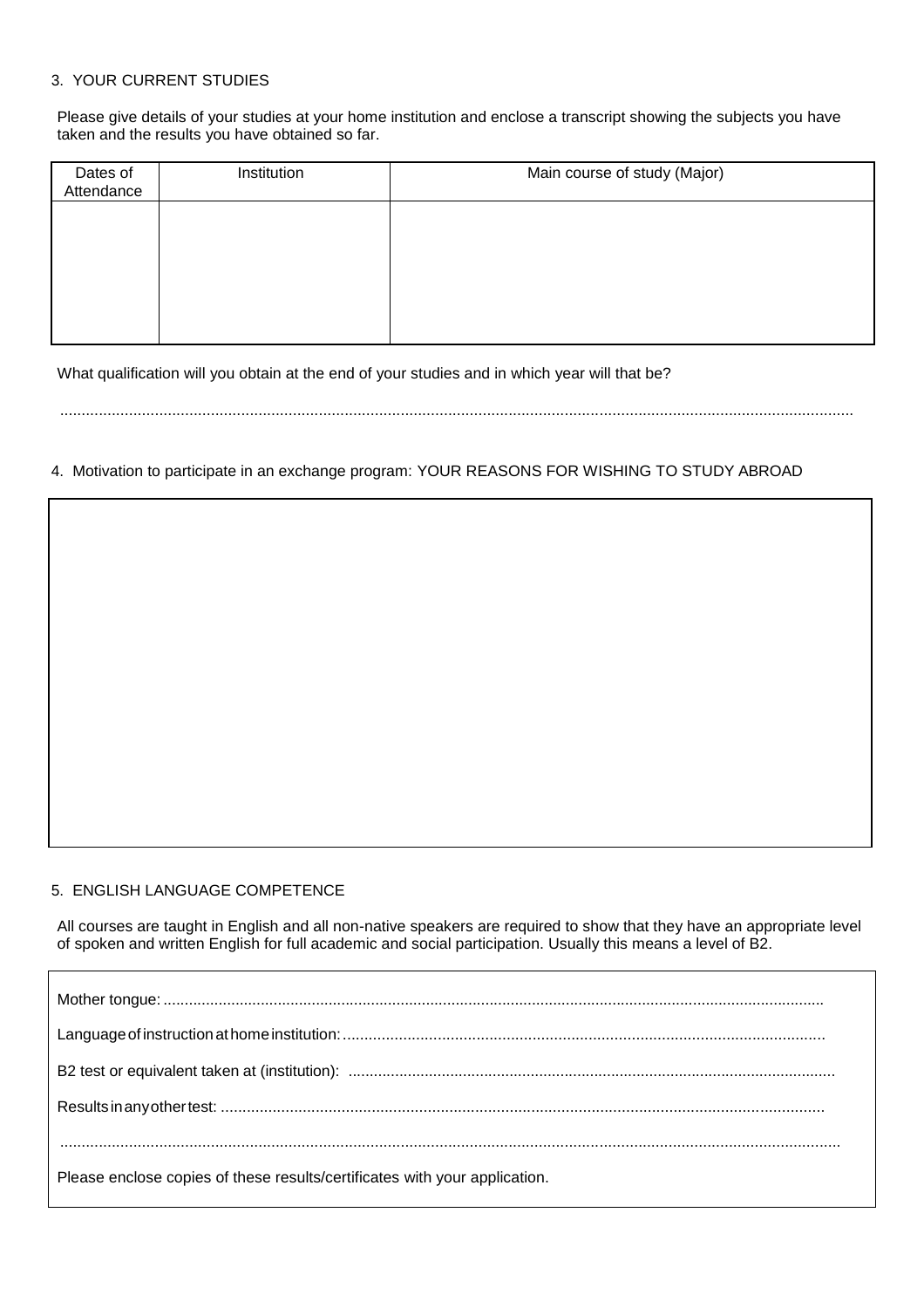3. YOUR CURRENT STUDIES

Please give details of your studies at your home institution and enclose a transcript showing the subjects you have taken and the results you have obtained so far.

| Dates of Attendance | Institution | Main course of study (Major) |
|---|---|---|
| | | |

What qualification will you obtain at the end of your studies and in which year will that be?

..............................................................................................................................................................................

4. Motivation to participate in an exchange program: YOUR REASONS FOR WISHING TO STUDY ABROAD

5. ENGLISH LANGUAGE COMPETENCE

All courses are taught in English and all non-native speakers are required to show that they have an appropriate level of spoken and written English for full academic and social participation. Usually this means a level of B2.

Mother tongue: ..........................................................................................................................................

Language of instruction at home institution: ...............................................................................................

B2 test or equivalent taken at (institution): ...................................................................................................

Results in any other test: .............................................................................................................................

..............................................................................................................................................................................

Please enclose copies of these results/certificates with your application.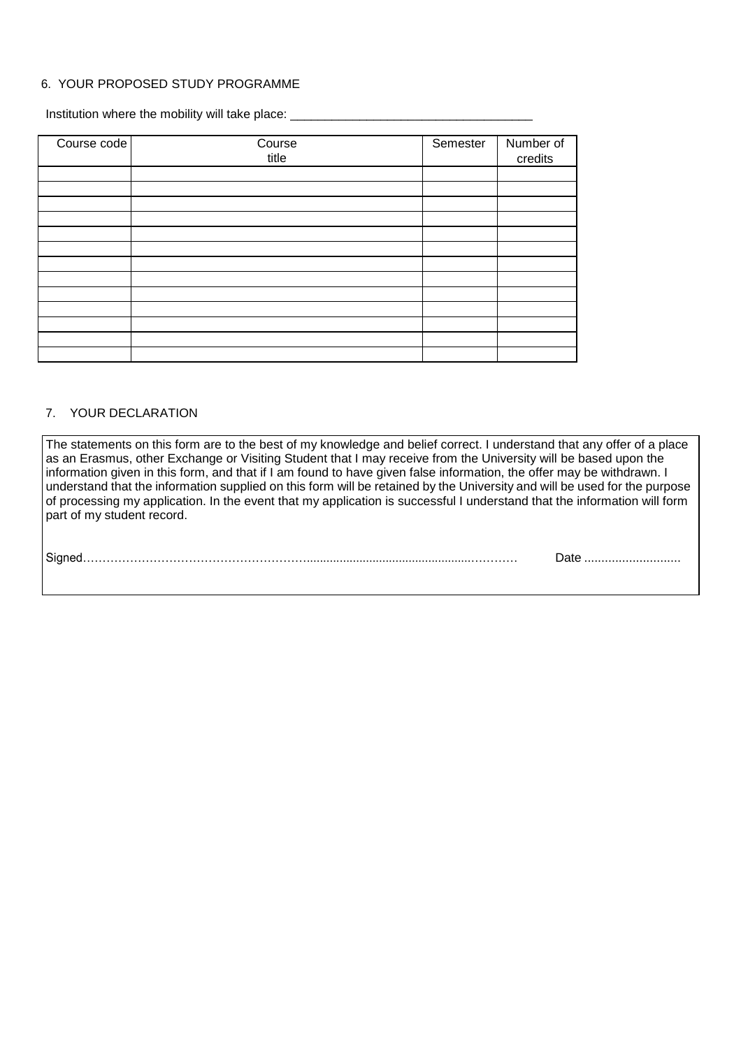## 6. YOUR PROPOSED STUDY PROGRAMME

Institution where the mobility will take place: ___________________________________

| Course code | Course title | Semester | Number of credits |
|---|---|---|---|
| | | | |
| | | | |
| | | | |
| | | | |
| | | | |
| | | | |
| | | | |
| | | | |
| | | | |
| | | | |
| | | | |
| | | | |
| | | | |

## 7. YOUR DECLARATION

The statements on this form are to the best of my knowledge and belief correct. I understand that any offer of a place as an Erasmus, other Exchange or Visiting Student that I may receive from the University will be based upon the information given in this form, and that if I am found to have given false information, the offer may be withdrawn. I understand that the information supplied on this form will be retained by the University and will be used for the purpose of processing my application. In the event that my application is successful I understand that the information will form part of my student record.

Signed…………………………………………………………………………………………… Date ............................